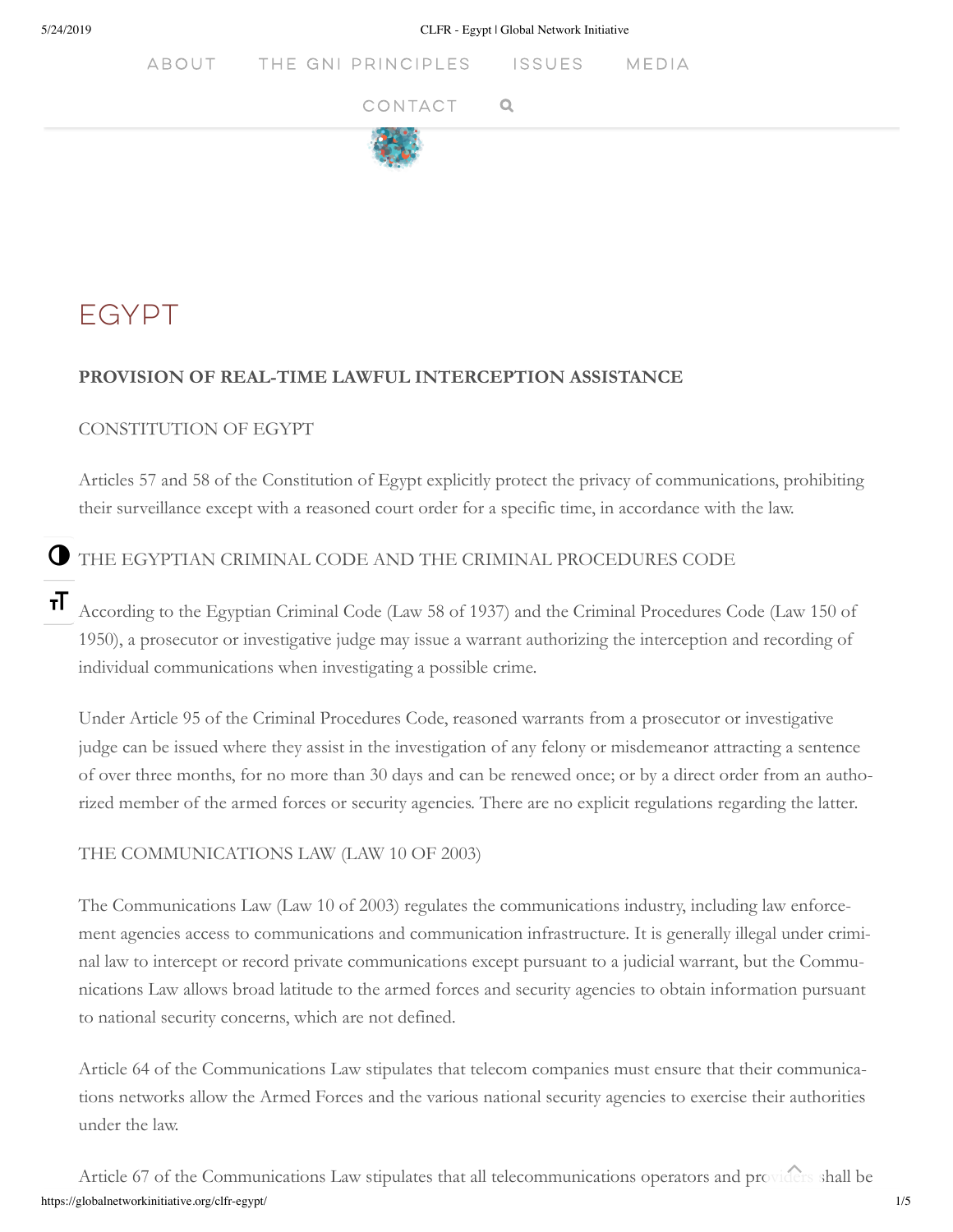# EGYPT

**PROVISION OF REAL-TIME LAWFUL INTERCEPTION ASSISTANCE**

CONSTITUTION OF EGYPT

Articles 57 and 58 of the Constitution of Egypt explicitly protect the privacy of communications, prohibiting their surveillance except with a reasoned court order for a specific time, in accordance with the law.

THE EGYPTIAN CRIMINAL CODE AND THE CRIMINAL PROCEDURES CODE

According to the Egyptian Criminal Code (Law 58 of 1937) and the Criminal Procedures Code (Law 150 of 1950), a prosecutor or investigative judge may issue a warrant authorizing the interception and recording of individual communications when investigating a possible crime.

Under Article 95 of the Criminal Procedures Code, reasoned warrants from a prosecutor or investigative judge can be issued where they assist in the investigation of any felony or misdemeanor attracting a sentence of over three months, for no more than 30 days and can be renewed once; or by a direct order from an authorized member of the armed forces or security agencies. There are no explicit regulations regarding the latter.

THE COMMUNICATIONS LAW (LAW 10 OF 2003)

The Communications Law (Law 10 of 2003) regulates the communications industry, including law enforcement agencies access to communications and communication infrastructure. It is generally illegal under criminal law to intercept or record private communications except pursuant to a judicial warrant, but the Communications Law allows broad latitude to the armed forces and security agencies to obtain information pursuant to national security concerns, which are not defined.

Article 64 of the Communications Law stipulates that telecom companies must ensure that their communications networks allow the Armed Forces and the various national security agencies to exercise their authorities under the law.

Article 67 of the Communications Law stipulates that all telecommunications operators and providers shall be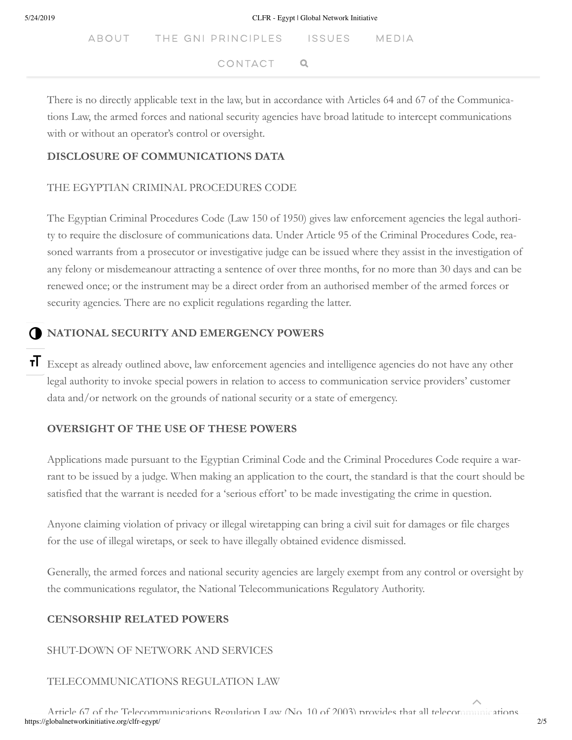There is no directly applicable text in the law, but in accordance with Articles 64 and 67 of the Communications Law, the armed forces and national security agencies have broad latitude to intercept communications with or without an operator's control or oversight.

**DISCLOSURE OF COMMUNICATIONS DATA**

THE EGYPTIAN CRIMINAL PROCEDURES CODE

The Egyptian Criminal Procedures Code (Law 150 of 1950) gives law enforcement agencies the legal authority to require the disclosure of communications data. Under Article 95 of the Criminal Procedures Code, reasoned warrants from a prosecutor or investigative judge can be issued where they assist in the investigation of any felony or misdemeanour attracting a sentence of over three months, for no more than 30 days and can be renewed once; or the instrument may be a direct order from an authorised member of the armed forces or security agencies. There are no explicit regulations regarding the latter.

**NATIONAL SECURITY AND EMERGENCY POWERS**

Except as already outlined above, law enforcement agencies and intelligence agencies do not have any other legal authority to invoke special powers in relation to access to communication service providers' customer data and/or network on the grounds of national security or a state of emergency.

**OVERSIGHT OF THE USE OF THESE POWERS**

Applications made pursuant to the Egyptian Criminal Code and the Criminal Procedures Code require a warrant to be issued by a judge. When making an application to the court, the standard is that the court should be satisfied that the warrant is needed for a 'serious effort' to be made investigating the crime in question.

Anyone claiming violation of privacy or illegal wiretapping can bring a civil suit for damages or file charges for the use of illegal wiretaps, or seek to have illegally obtained evidence dismissed.

Generally, the armed forces and national security agencies are largely exempt from any control or oversight by the communications regulator, the National Telecommunications Regulatory Authority.

**CENSORSHIP RELATED POWERS**

SHUT-DOWN OF NETWORK AND SERVICES

TELECOMMUNICATIONS REGULATION LAW

Article 67 of the Telecommunications Regulation Law (No. 10 of 2003) provides that all telecommunications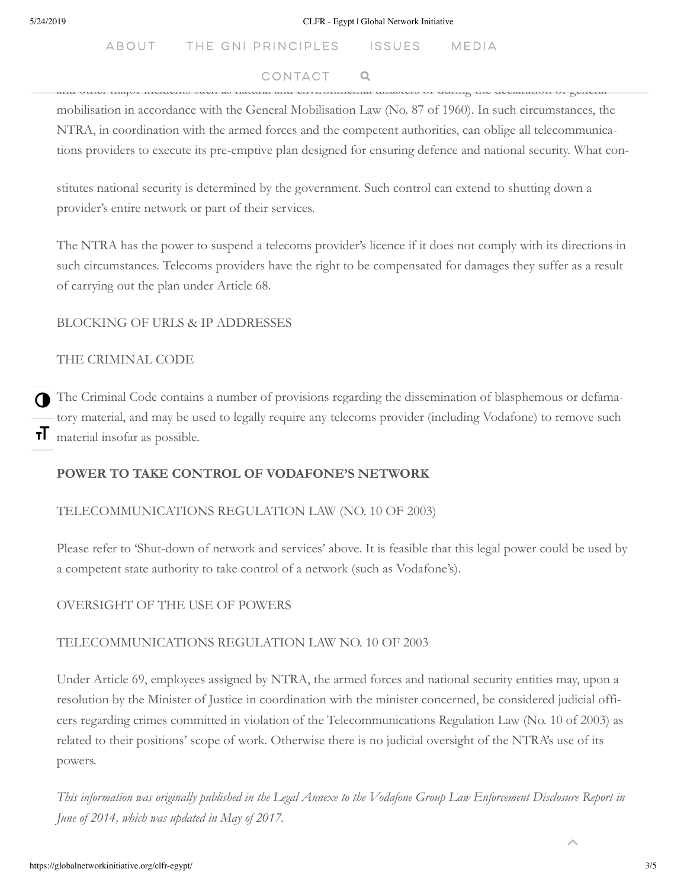mobilisation in accordance with the General Mobilisation Law (No. 87 of 1960). In such circumstances, the NTRA, in coordination with the armed forces and the competent authorities, can oblige all telecommunications providers to execute its pre-emptive plan designed for ensuring defence and national security. What constitutes national security is determined by the government. Such control can extend to shutting down a provider's entire network or part of their services.

The NTRA has the power to suspend a telecoms provider's licence if it does not comply with its directions in such circumstances. Telecoms providers have the right to be compensated for damages they suffer as a result of carrying out the plan under Article 68.

BLOCKING OF URLS & IP ADDRESSES

THE CRIMINAL CODE

The Criminal Code contains a number of provisions regarding the dissemination of blasphemous or defamatory material, and may be used to legally require any telecoms provider (including Vodafone) to remove such material insofar as possible.

**POWER TO TAKE CONTROL OF VODAFONE'S NETWORK**

TELECOMMUNICATIONS REGULATION LAW (NO. 10 OF 2003)

Please refer to 'Shut-down of network and services' above. It is feasible that this legal power could be used by a competent state authority to take control of a network (such as Vodafone's).

OVERSIGHT OF THE USE OF POWERS

TELECOMMUNICATIONS REGULATION LAW NO. 10 OF 2003

Under Article 69, employees assigned by NTRA, the armed forces and national security entities may, upon a resolution by the Minister of Justice in coordination with the minister concerned, be considered judicial officers regarding crimes committed in violation of the Telecommunications Regulation Law (No. 10 of 2003) as related to their positions' scope of work. Otherwise there is no judicial oversight of the NTRA's use of its powers.

*This information was originally published in the Legal Annexe to the Vodafone Group Law Enforcement Disclosure Report in June of 2014, which was updated in May of 2017.*